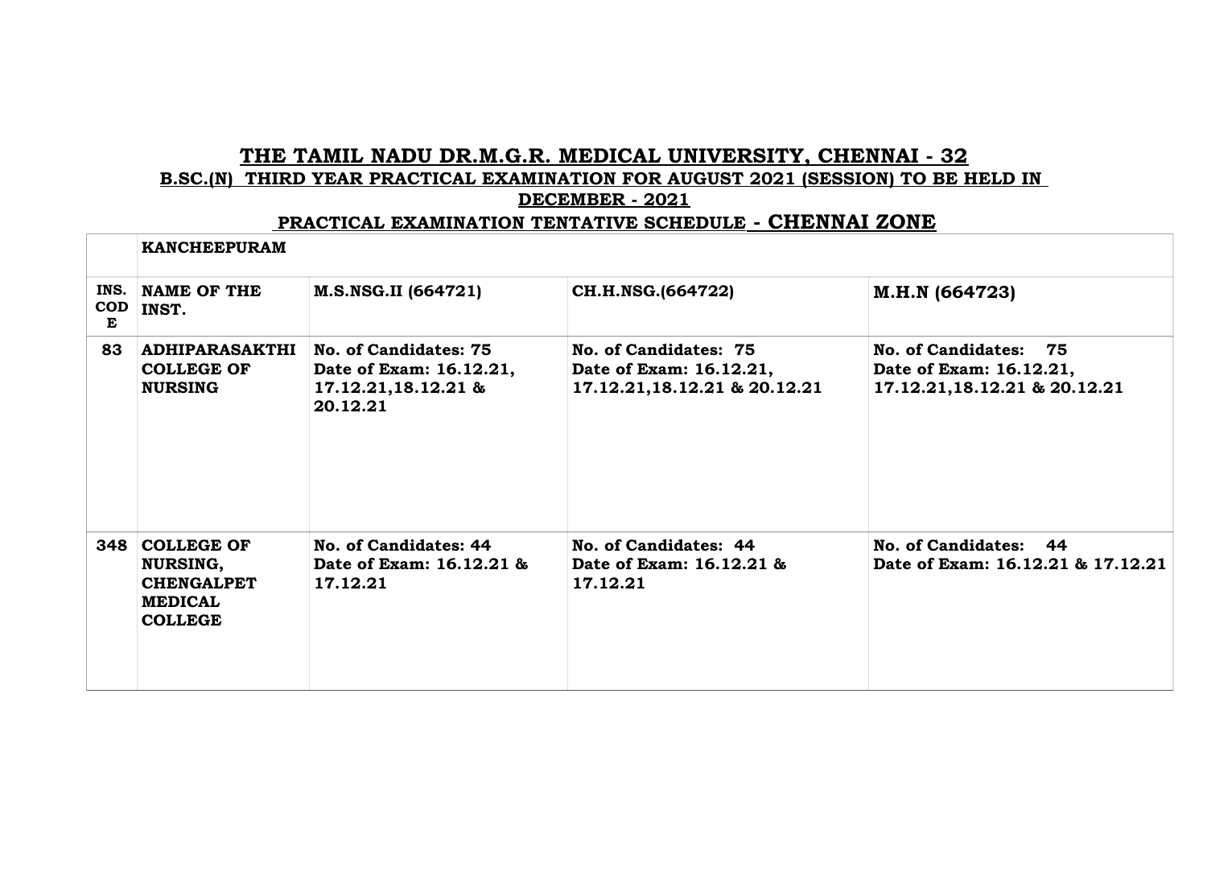# THE TAMIL NADU DR.M.G.R. MEDICAL UNIVERSITY, CHENNAI - 32

## B.SC.(N) THIRD YEAR PRACTICAL EXAMINATION FOR AUGUST 2021 (SESSION) TO BE HELD IN DECEMBER - 2021

## PRACTICAL EXAMINATION TENTATIVE SCHEDULE - CHENNAI ZONE

| | **KANCHEEPURAM** | | | |
|---|---|---|---|---|
| **INS. CODE** | **NAME OF THE INST.** | **M.S.NSG.II (664721)** | **CH.H.NSG.(664722)** | **M.H.N (664723)** |
| **83** | **ADHIPARASAKTHI COLLEGE OF NURSING** | **No. of Candidates: 75**<br>**Date of Exam: 16.12.21, 17.12.21,18.12.21 & 20.12.21** | **No. of Candidates: 75**<br>**Date of Exam: 16.12.21, 17.12.21,18.12.21 & 20.12.21** | **No. of Candidates: 75**<br>**Date of Exam: 16.12.21, 17.12.21,18.12.21 & 20.12.21** |
| **348** | **COLLEGE OF NURSING, CHENGALPET MEDICAL COLLEGE** | **No. of Candidates: 44**<br>**Date of Exam: 16.12.21 & 17.12.21** | **No. of Candidates: 44**<br>**Date of Exam: 16.12.21 & 17.12.21** | **No. of Candidates: 44**<br>**Date of Exam: 16.12.21 & 17.12.21** |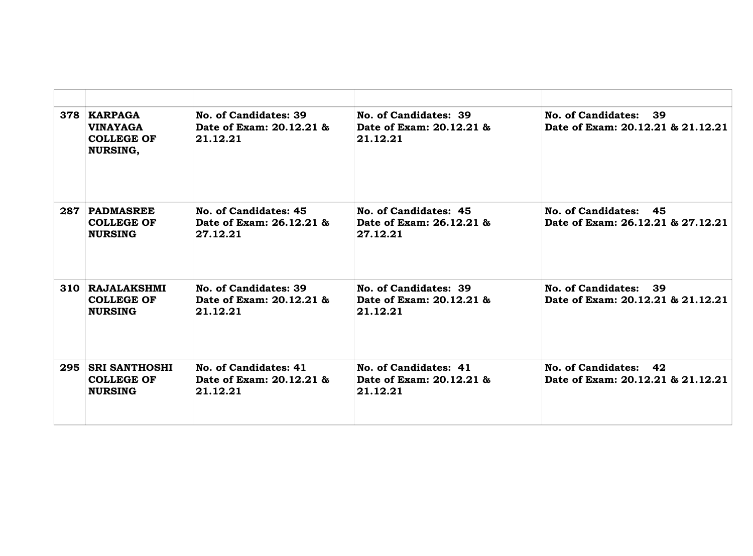| | | | | |
|---|---|---|---|---|
| 378 | **KARPAGA VINAYAGA COLLEGE OF NURSING,** | **No. of Candidates: 39 Date of Exam: 20.12.21 & 21.12.21** | **No. of Candidates: 39 Date of Exam: 20.12.21 & 21.12.21** | **No. of Candidates: 39 Date of Exam: 20.12.21 & 21.12.21** |
| 287 | **PADMASREE COLLEGE OF NURSING** | **No. of Candidates: 45 Date of Exam: 26.12.21 & 27.12.21** | **No. of Candidates: 45 Date of Exam: 26.12.21 & 27.12.21** | **No. of Candidates: 45 Date of Exam: 26.12.21 & 27.12.21** |
| 310 | **RAJALAKSHMI COLLEGE OF NURSING** | **No. of Candidates: 39 Date of Exam: 20.12.21 & 21.12.21** | **No. of Candidates: 39 Date of Exam: 20.12.21 & 21.12.21** | **No. of Candidates: 39 Date of Exam: 20.12.21 & 21.12.21** |
| 295 | **SRI SANTHOSHI COLLEGE OF NURSING** | **No. of Candidates: 41 Date of Exam: 20.12.21 & 21.12.21** | **No. of Candidates: 41 Date of Exam: 20.12.21 & 21.12.21** | **No. of Candidates: 42 Date of Exam: 20.12.21 & 21.12.21** |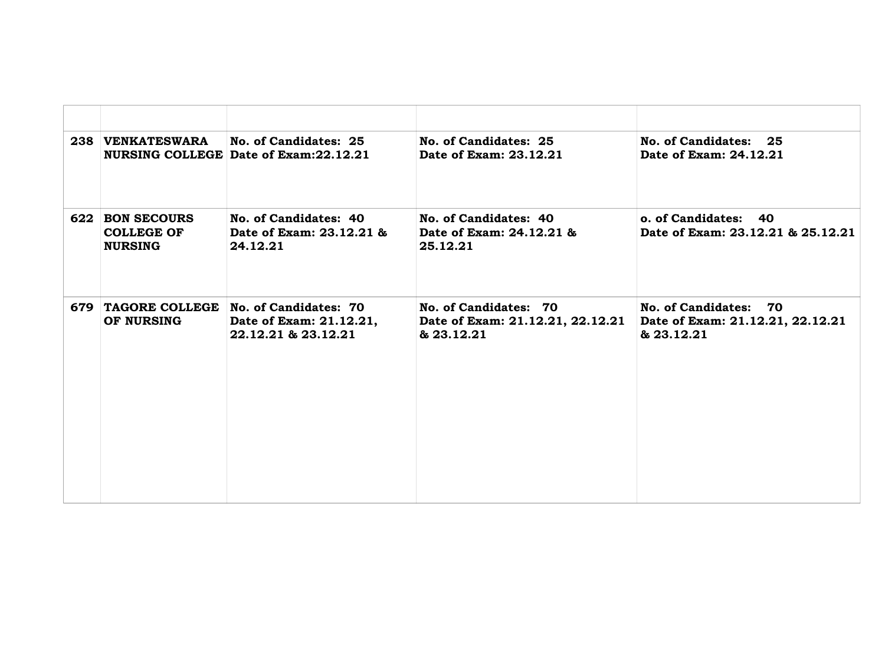| | | | | |
|---|---|---|---|---|
| **238** | **VENKATESWARA NURSING COLLEGE** | **No. of Candidates: 25**<br>**Date of Exam:22.12.21** | **No. of Candidates: 25**<br>**Date of Exam: 23.12.21** | **No. of Candidates: 25**<br>**Date of Exam: 24.12.21** |
| **622** | **BON SECOURS COLLEGE OF NURSING** | **No. of Candidates: 40**<br>**Date of Exam: 23.12.21 & 24.12.21** | **No. of Candidates: 40**<br>**Date of Exam: 24.12.21 & 25.12.21** | **o. of Candidates: 40**<br>**Date of Exam: 23.12.21 & 25.12.21** |
| **679** | **TAGORE COLLEGE OF NURSING** | **No. of Candidates: 70**<br>**Date of Exam: 21.12.21, 22.12.21 & 23.12.21** | **No. of Candidates: 70**<br>**Date of Exam: 21.12.21, 22.12.21 & 23.12.21** | **No. of Candidates: 70**<br>**Date of Exam: 21.12.21, 22.12.21 & 23.12.21** |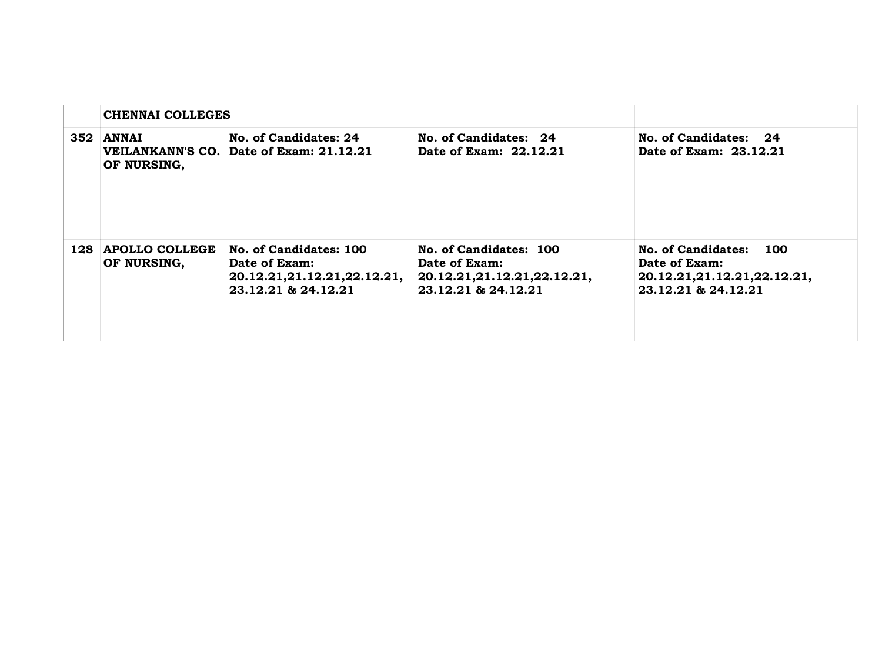| | CHENNAI COLLEGES | | | |
|---|---|---|---|---|
| 352 | ANNAI VEILANKANN'S CO. OF NURSING, | No. of Candidates: 24<br>Date of Exam: 21.12.21 | No. of Candidates: 24<br>Date of Exam: 22.12.21 | No. of Candidates: 24<br>Date of Exam: 23.12.21 |
| 128 | APOLLO COLLEGE OF NURSING, | No. of Candidates: 100<br>Date of Exam:<br>20.12.21,21.12.21,22.12.21,<br>23.12.21 & 24.12.21 | No. of Candidates: 100<br>Date of Exam:<br>20.12.21,21.12.21,22.12.21,<br>23.12.21 & 24.12.21 | No. of Candidates: 100<br>Date of Exam:<br>20.12.21,21.12.21,22.12.21,<br>23.12.21 & 24.12.21 |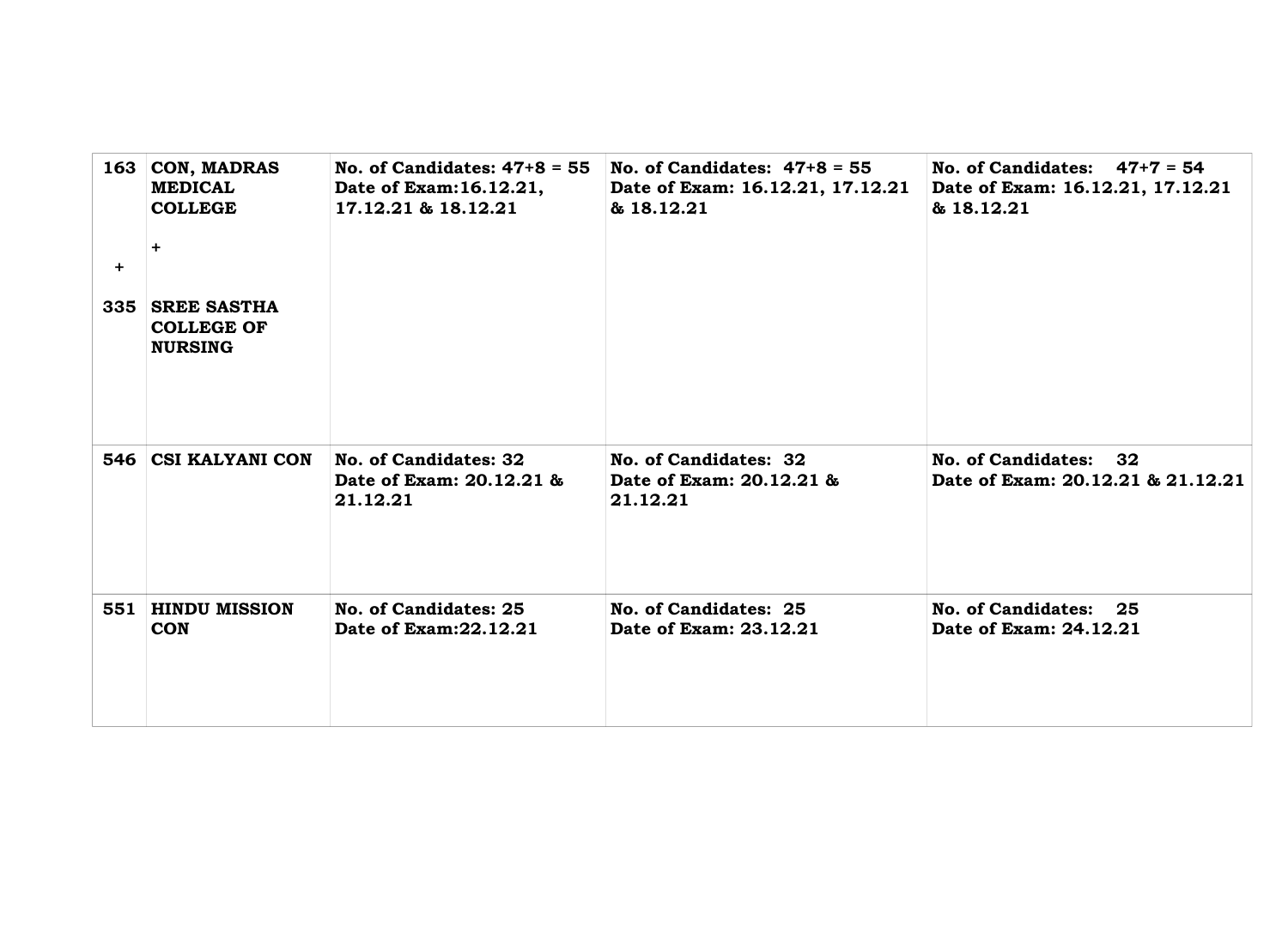| | | | | |
|---|---|---|---|---|
| **163**<br><br>**+**<br><br>**335** | **CON, MADRAS MEDICAL COLLEGE**<br><br>**+**<br><br>**SREE SASTHA COLLEGE OF NURSING** | **No. of Candidates: 47+8 = 55**<br>**Date of Exam:16.12.21, 17.12.21 & 18.12.21** | **No. of Candidates: 47+8 = 55**<br>**Date of Exam: 16.12.21, 17.12.21 & 18.12.21** | **No. of Candidates: 47+7 = 54**<br>**Date of Exam: 16.12.21, 17.12.21 & 18.12.21** |
| **546** | **CSI KALYANI CON** | **No. of Candidates: 32**<br>**Date of Exam: 20.12.21 & 21.12.21** | **No. of Candidates: 32**<br>**Date of Exam: 20.12.21 & 21.12.21** | **No. of Candidates: 32**<br>**Date of Exam: 20.12.21 & 21.12.21** |
| **551** | **HINDU MISSION CON** | **No. of Candidates: 25**<br>**Date of Exam:22.12.21** | **No. of Candidates: 25**<br>**Date of Exam: 23.12.21** | **No. of Candidates: 25**<br>**Date of Exam: 24.12.21** |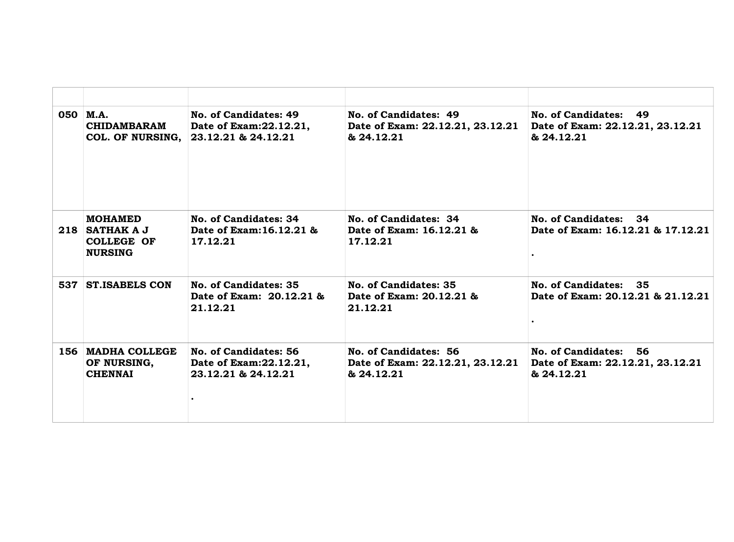| | | | | |
|---|---|---|---|---|
| **050** | **M.A. CHIDAMBARAM COL. OF NURSING,** | **No. of Candidates: 49 Date of Exam:22.12.21, 23.12.21 & 24.12.21** | **No. of Candidates: 49 Date of Exam: 22.12.21, 23.12.21 & 24.12.21** | **No. of Candidates: 49 Date of Exam: 22.12.21, 23.12.21 & 24.12.21** |
| **218** | **MOHAMED SATHAK A J COLLEGE OF NURSING** | **No. of Candidates: 34 Date of Exam:16.12.21 & 17.12.21** | **No. of Candidates: 34 Date of Exam: 16.12.21 & 17.12.21** | **No. of Candidates: 34 Date of Exam: 16.12.21 & 17.12.21 .** |
| **537** | **ST.ISABELS CON** | **No. of Candidates: 35 Date of Exam: 20.12.21 & 21.12.21** | **No. of Candidates: 35 Date of Exam: 20.12.21 & 21.12.21** | **No. of Candidates: 35 Date of Exam: 20.12.21 & 21.12.21 .** |
| **156** | **MADHA COLLEGE OF NURSING, CHENNAI** | **No. of Candidates: 56 Date of Exam:22.12.21, 23.12.21 & 24.12.21 .** | **No. of Candidates: 56 Date of Exam: 22.12.21, 23.12.21 & 24.12.21** | **No. of Candidates: 56 Date of Exam: 22.12.21, 23.12.21 & 24.12.21** |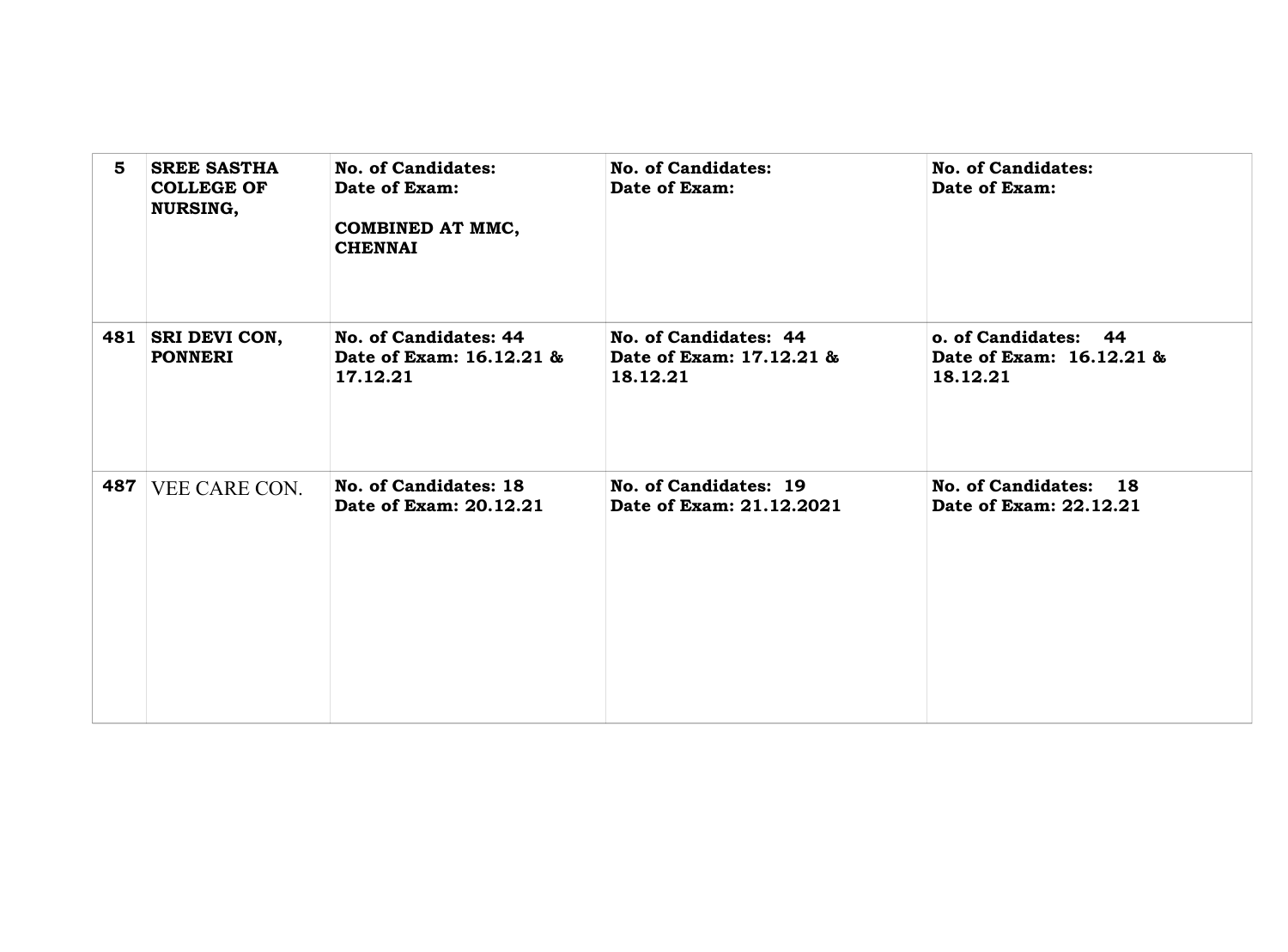| | | | | |
|---|---|---|---|---|
| **5** | **SREE SASTHA COLLEGE OF NURSING,** | **No. of Candidates:**<br>**Date of Exam:**<br><br>**COMBINED AT MMC, CHENNAI** | **No. of Candidates:**<br>**Date of Exam:** | **No. of Candidates:**<br>**Date of Exam:** |
| **481** | **SRI DEVI CON, PONNERI** | **No. of Candidates: 44**<br>**Date of Exam: 16.12.21 & 17.12.21** | **No. of Candidates: 44**<br>**Date of Exam: 17.12.21 & 18.12.21** | **o. of Candidates: 44**<br>**Date of Exam: 16.12.21 & 18.12.21** |
| **487** | VEE CARE CON. | **No. of Candidates: 18**<br>**Date of Exam: 20.12.21** | **No. of Candidates: 19**<br>**Date of Exam: 21.12.2021** | **No. of Candidates: 18**<br>**Date of Exam: 22.12.21** |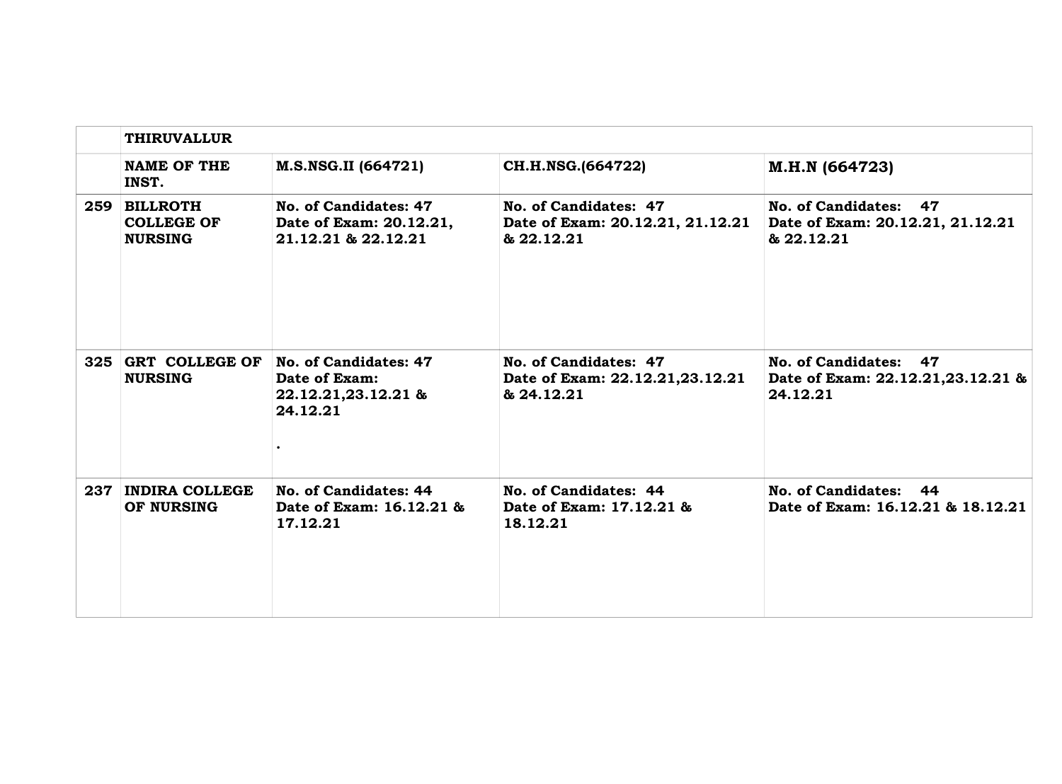| | **THIRUVALLUR** | | | |
|---|---|---|---|---|
| | **NAME OF THE INST.** | **M.S.NSG.II (664721)** | **CH.H.NSG.(664722)** | **M.H.N (664723)** |
| **259** | **BILLROTH COLLEGE OF NURSING** | **No. of Candidates: 47 Date of Exam: 20.12.21, 21.12.21 & 22.12.21** | **No. of Candidates: 47 Date of Exam: 20.12.21, 21.12.21 & 22.12.21** | **No. of Candidates: 47 Date of Exam: 20.12.21, 21.12.21 & 22.12.21** |
| **325** | **GRT COLLEGE OF NURSING** | **No. of Candidates: 47 Date of Exam: 22.12.21,23.12.21 & 24.12.21 .** | **No. of Candidates: 47 Date of Exam: 22.12.21,23.12.21 & 24.12.21** | **No. of Candidates: 47 Date of Exam: 22.12.21,23.12.21 & 24.12.21** |
| **237** | **INDIRA COLLEGE OF NURSING** | **No. of Candidates: 44 Date of Exam: 16.12.21 & 17.12.21** | **No. of Candidates: 44 Date of Exam: 17.12.21 & 18.12.21** | **No. of Candidates: 44 Date of Exam: 16.12.21 & 18.12.21** |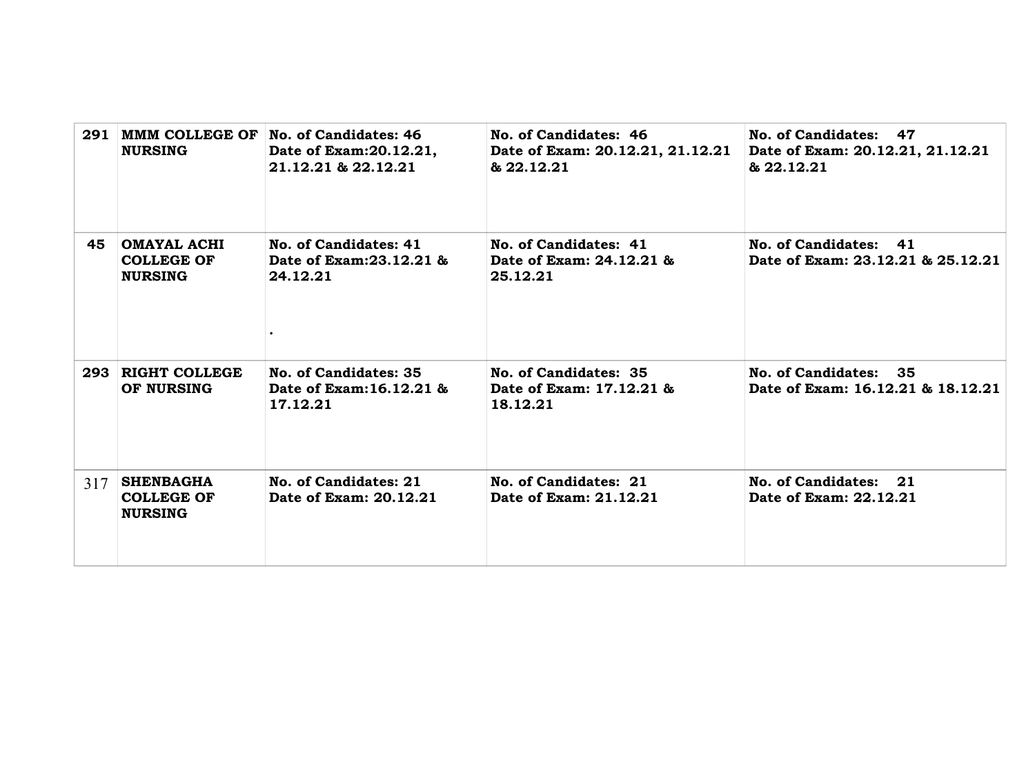| 291 | MMM COLLEGE OF NURSING | No. of Candidates: 46<br>Date of Exam:20.12.21, 21.12.21 & 22.12.21 | No. of Candidates: 46<br>Date of Exam: 20.12.21, 21.12.21 & 22.12.21 | No. of Candidates: 47<br>Date of Exam: 20.12.21, 21.12.21 & 22.12.21 |
|---|---|---|---|---|
| 45 | OMAYAL ACHI COLLEGE OF NURSING | No. of Candidates: 41<br>Date of Exam:23.12.21 & 24.12.21<br>. | No. of Candidates: 41<br>Date of Exam: 24.12.21 & 25.12.21 | No. of Candidates: 41<br>Date of Exam: 23.12.21 & 25.12.21 |
| 293 | RIGHT COLLEGE OF NURSING | No. of Candidates: 35<br>Date of Exam:16.12.21 & 17.12.21 | No. of Candidates: 35<br>Date of Exam: 17.12.21 & 18.12.21 | No. of Candidates: 35<br>Date of Exam: 16.12.21 & 18.12.21 |
| 317 | SHENBAGHA COLLEGE OF NURSING | No. of Candidates: 21<br>Date of Exam: 20.12.21 | No. of Candidates: 21<br>Date of Exam: 21.12.21 | No. of Candidates: 21<br>Date of Exam: 22.12.21 |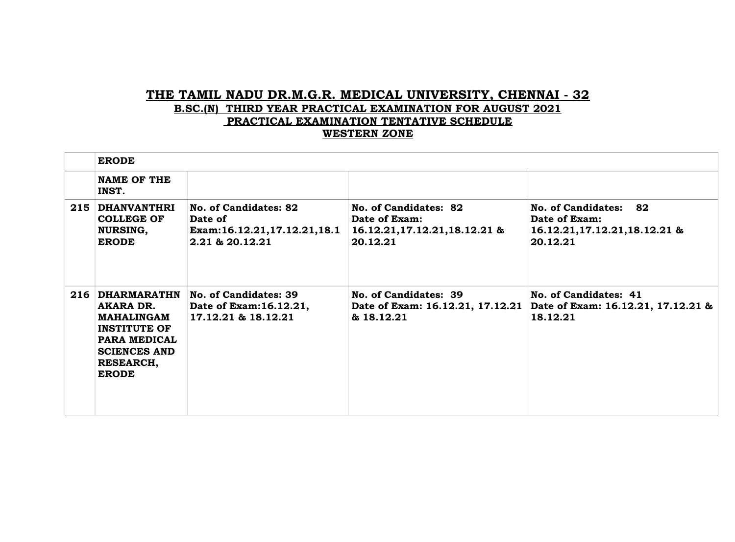# THE TAMIL NADU DR.M.G.R. MEDICAL UNIVERSITY, CHENNAI - 32

## B.SC.(N) THIRD YEAR PRACTICAL EXAMINATION FOR AUGUST 2021

## PRACTICAL EXAMINATION TENTATIVE SCHEDULE

## WESTERN ZONE

| | **ERODE** | | | |
|---|---|---|---|---|
| | **NAME OF THE INST.** | | | |
| **215** | **DHANVANTHRI COLLEGE OF NURSING, ERODE** | **No. of Candidates: 82 Date of Exam:16.12.21,17.12.21,18.12.21 & 20.12.21** | **No. of Candidates: 82 Date of Exam: 16.12.21,17.12.21,18.12.21 & 20.12.21** | **No. of Candidates: 82 Date of Exam: 16.12.21,17.12.21,18.12.21 & 20.12.21** |
| **216** | **DHARMARATHNAKARA DR. MAHALINGAM INSTITUTE OF PARA MEDICAL SCIENCES AND RESEARCH, ERODE** | **No. of Candidates: 39 Date of Exam:16.12.21, 17.12.21 & 18.12.21** | **No. of Candidates: 39 Date of Exam: 16.12.21, 17.12.21 & 18.12.21** | **No. of Candidates: 41 Date of Exam: 16.12.21, 17.12.21 & 18.12.21** |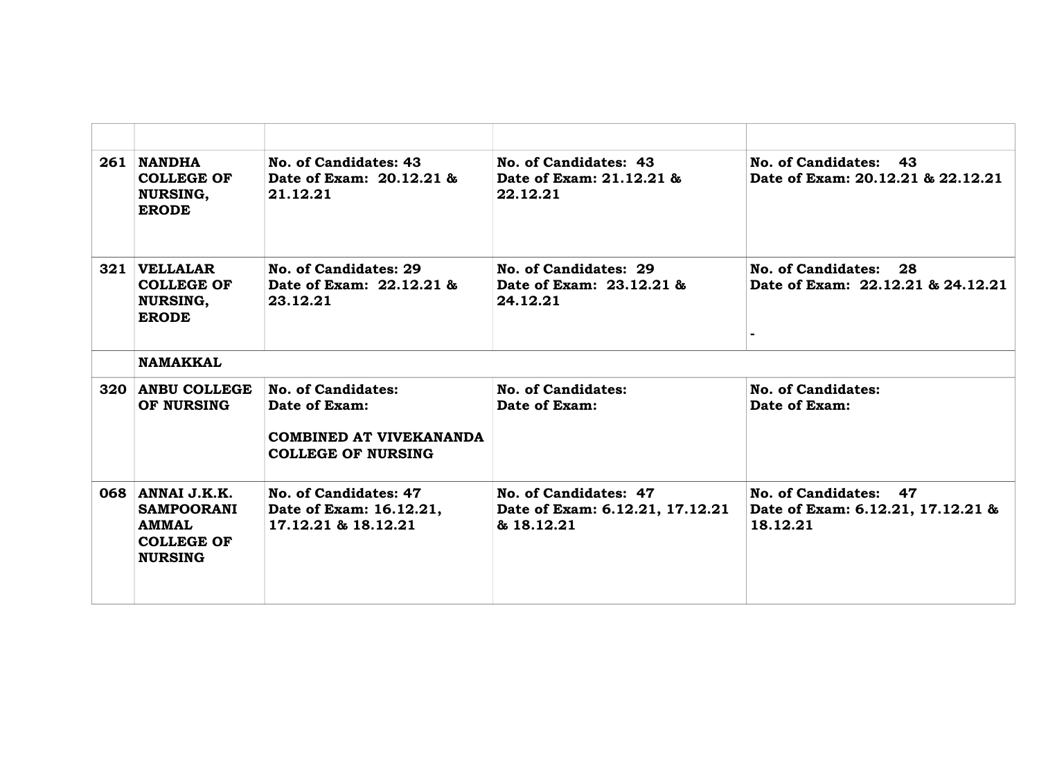| | | | | |
|---|---|---|---|---|
| **261** | **NANDHA COLLEGE OF NURSING, ERODE** | **No. of Candidates: 43**<br>**Date of Exam: 20.12.21 & 21.12.21** | **No. of Candidates: 43**<br>**Date of Exam: 21.12.21 & 22.12.21** | **No. of Candidates: 43**<br>**Date of Exam: 20.12.21 & 22.12.21** |
| **321** | **VELLALAR COLLEGE OF NURSING, ERODE** | **No. of Candidates: 29**<br>**Date of Exam: 22.12.21 & 23.12.21** | **No. of Candidates: 29**<br>**Date of Exam: 23.12.21 & 24.12.21** | **No. of Candidates: 28**<br>**Date of Exam: 22.12.21 & 24.12.21**<br><br>**-** |
| | **NAMAKKAL** | | | |
| **320** | **ANBU COLLEGE OF NURSING** | **No. of Candidates:**<br>**Date of Exam:**<br><br>**COMBINED AT VIVEKANANDA COLLEGE OF NURSING** | **No. of Candidates:**<br>**Date of Exam:** | **No. of Candidates:**<br>**Date of Exam:** |
| **068** | **ANNAI J.K.K. SAMPOORANI AMMAL COLLEGE OF NURSING** | **No. of Candidates: 47**<br>**Date of Exam: 16.12.21, 17.12.21 & 18.12.21** | **No. of Candidates: 47**<br>**Date of Exam: 6.12.21, 17.12.21 & 18.12.21** | **No. of Candidates: 47**<br>**Date of Exam: 6.12.21, 17.12.21 & 18.12.21** |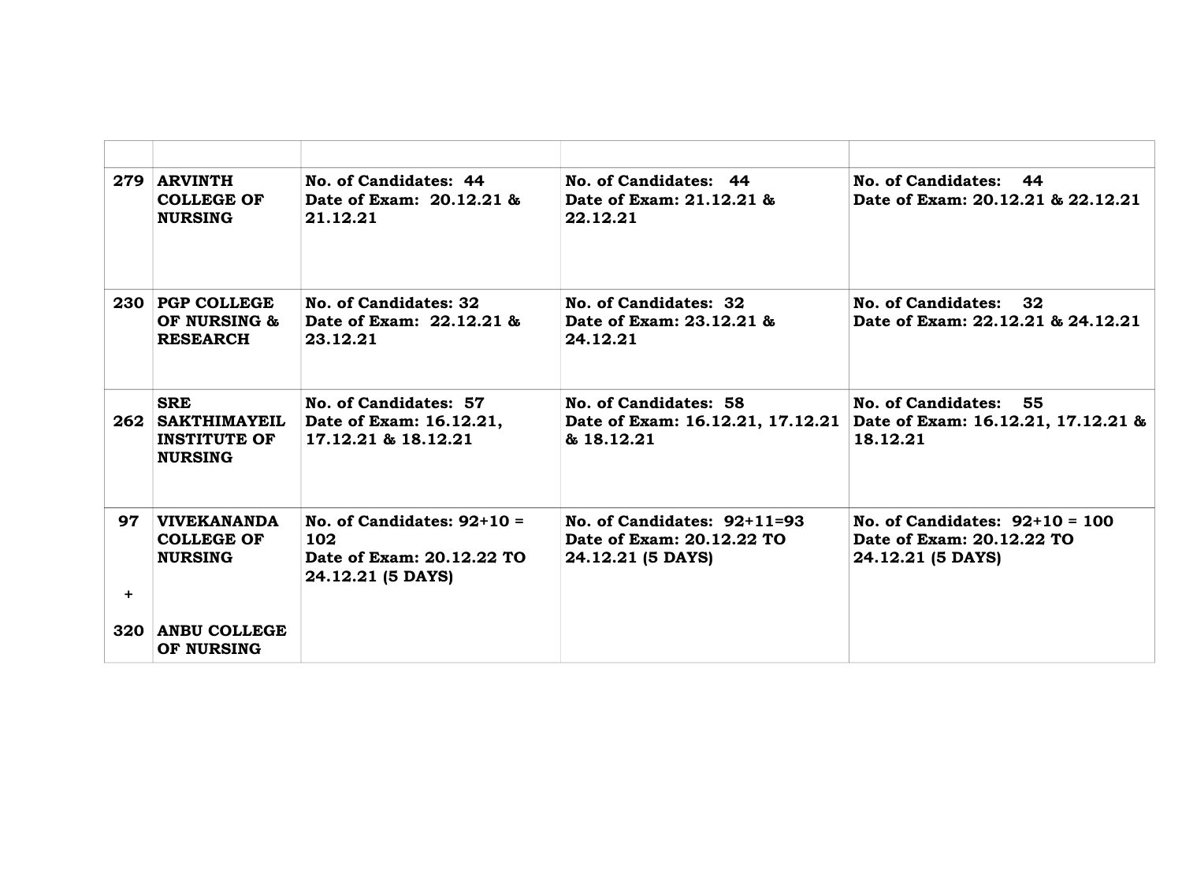| | | | | |
|---|---|---|---|---|
| **279** | **ARVINTH COLLEGE OF NURSING** | **No. of Candidates: 44<br>Date of Exam: 20.12.21 & 21.12.21** | **No. of Candidates: 44<br>Date of Exam: 21.12.21 & 22.12.21** | **No. of Candidates: 44<br>Date of Exam: 20.12.21 & 22.12.21** |
| **230** | **PGP COLLEGE OF NURSING & RESEARCH** | **No. of Candidates: 32<br>Date of Exam: 22.12.21 & 23.12.21** | **No. of Candidates: 32<br>Date of Exam: 23.12.21 & 24.12.21** | **No. of Candidates: 32<br>Date of Exam: 22.12.21 & 24.12.21** |
| **262** | **SRE SAKTHIMAYEIL INSTITUTE OF NURSING** | **No. of Candidates: 57<br>Date of Exam: 16.12.21, 17.12.21 & 18.12.21** | **No. of Candidates: 58<br>Date of Exam: 16.12.21, 17.12.21 & 18.12.21** | **No. of Candidates: 55<br>Date of Exam: 16.12.21, 17.12.21 & 18.12.21** |
| **97<br>+<br>320** | **VIVEKANANDA COLLEGE OF NURSING<br><br>ANBU COLLEGE OF NURSING** | **No. of Candidates: 92+10 = 102<br>Date of Exam: 20.12.22 TO 24.12.21 (5 DAYS)** | **No. of Candidates: 92+11=93<br>Date of Exam: 20.12.22 TO 24.12.21 (5 DAYS)** | **No. of Candidates: 92+10 = 100<br>Date of Exam: 20.12.22 TO 24.12.21 (5 DAYS)** |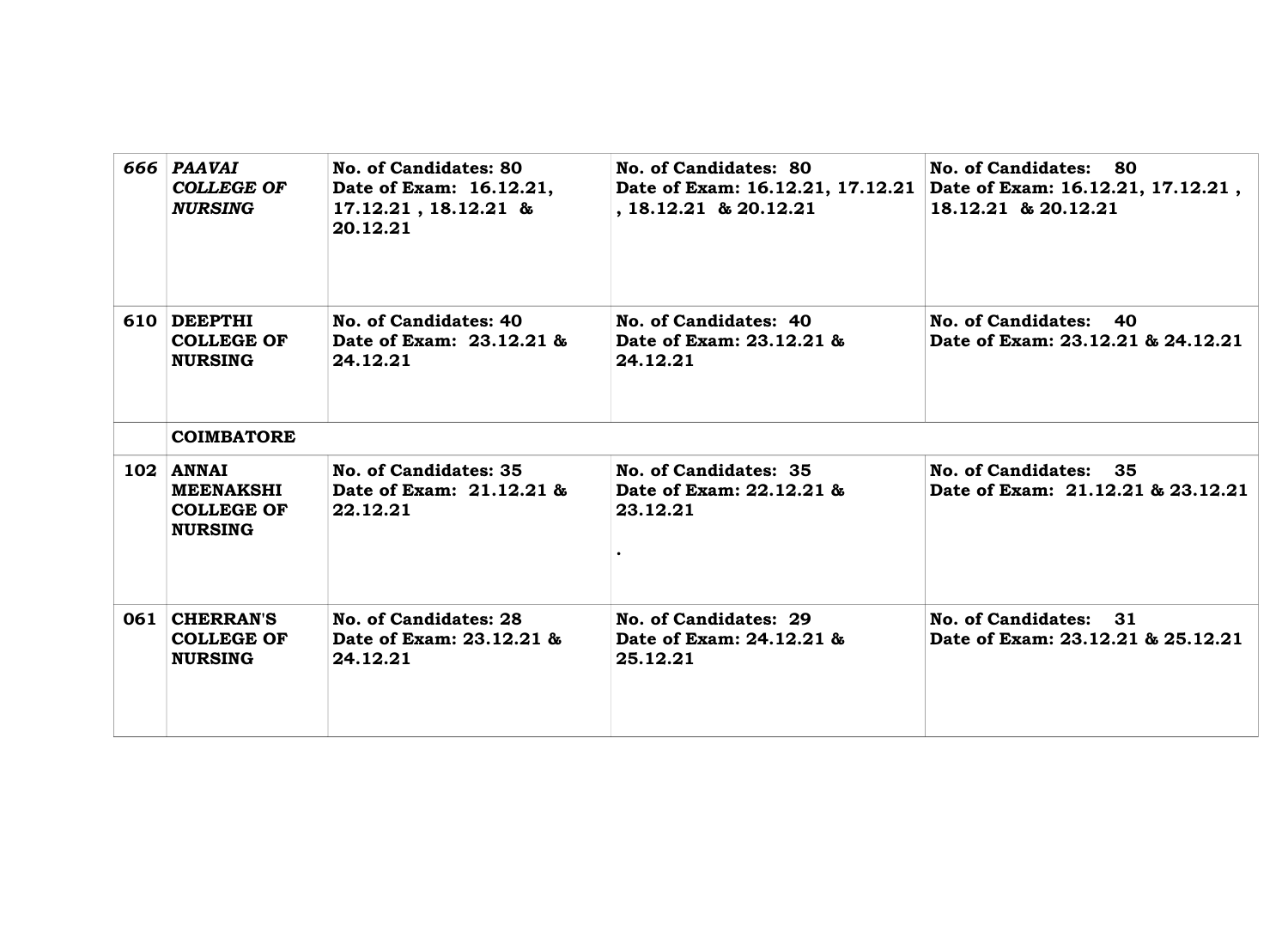| | | | | |
|---|---|---|---|---|
| ***666*** | ***PAAVAI COLLEGE OF NURSING*** | **No. of Candidates: 80 Date of Exam: 16.12.21, 17.12.21 , 18.12.21 & 20.12.21** | **No. of Candidates: 80 Date of Exam: 16.12.21, 17.12.21 , 18.12.21 & 20.12.21** | **No. of Candidates: 80 Date of Exam: 16.12.21, 17.12.21 , 18.12.21 & 20.12.21** |
| **610** | **DEEPTHI COLLEGE OF NURSING** | **No. of Candidates: 40 Date of Exam: 23.12.21 & 24.12.21** | **No. of Candidates: 40 Date of Exam: 23.12.21 & 24.12.21** | **No. of Candidates: 40 Date of Exam: 23.12.21 & 24.12.21** |
| | **COIMBATORE** | | | |
| **102** | **ANNAI MEENAKSHI COLLEGE OF NURSING** | **No. of Candidates: 35 Date of Exam: 21.12.21 & 22.12.21** | **No. of Candidates: 35 Date of Exam: 22.12.21 & 23.12.21 .** | **No. of Candidates: 35 Date of Exam: 21.12.21 & 23.12.21** |
| **061** | **CHERRAN'S COLLEGE OF NURSING** | **No. of Candidates: 28 Date of Exam: 23.12.21 & 24.12.21** | **No. of Candidates: 29 Date of Exam: 24.12.21 & 25.12.21** | **No. of Candidates: 31 Date of Exam: 23.12.21 & 25.12.21** |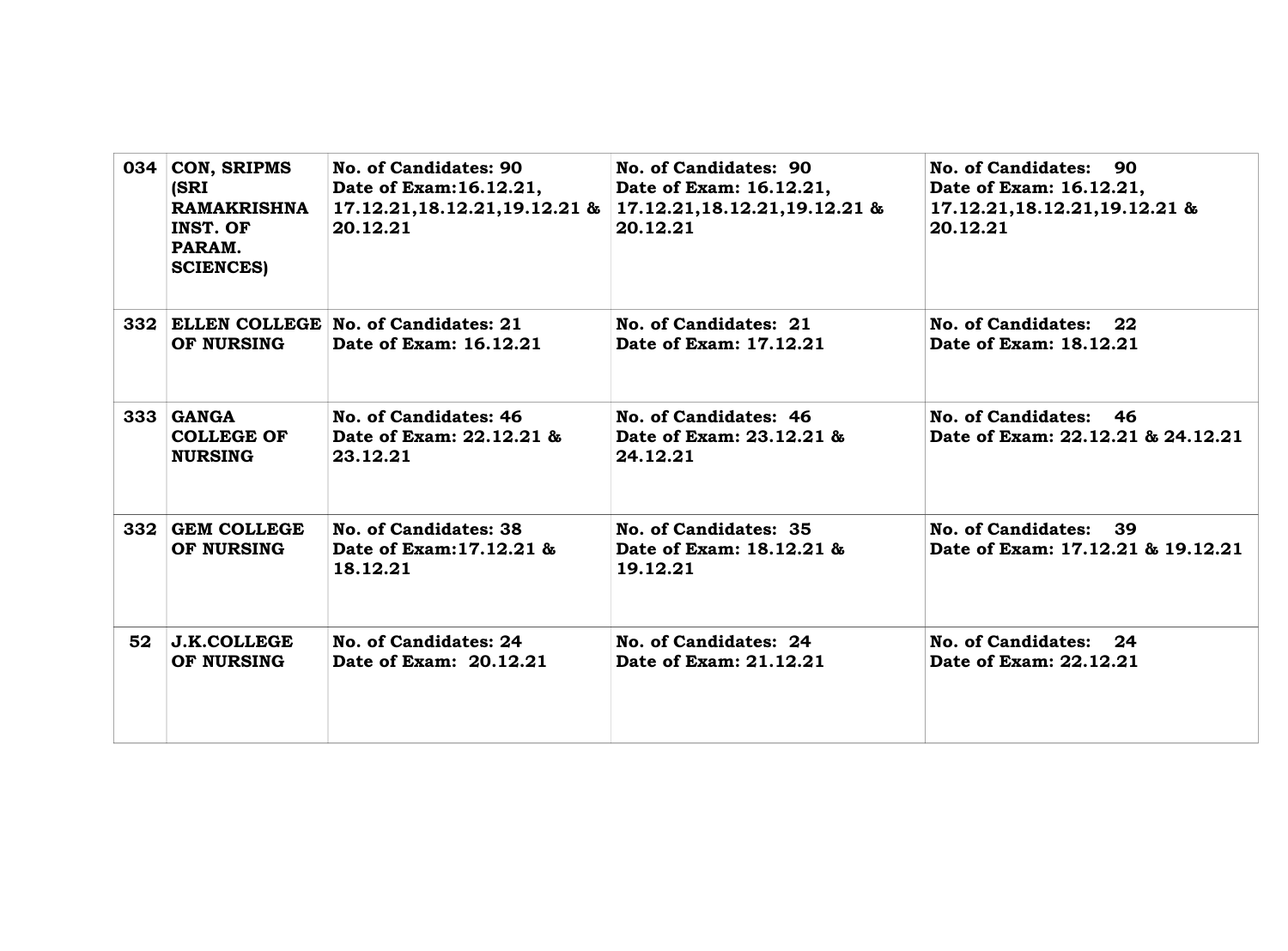| | | | | |
|---|---|---|---|---|
| 034 | **CON, SRIPMS (SRI RAMAKRISHNA INST. OF PARAM. SCIENCES)** | **No. of Candidates: 90**<br>**Date of Exam:16.12.21, 17.12.21,18.12.21,19.12.21 & 20.12.21** | **No. of Candidates: 90**<br>**Date of Exam: 16.12.21, 17.12.21,18.12.21,19.12.21 & 20.12.21** | **No. of Candidates: 90**<br>**Date of Exam: 16.12.21, 17.12.21,18.12.21,19.12.21 & 20.12.21** |
| 332 | **ELLEN COLLEGE OF NURSING** | **No. of Candidates: 21**<br>**Date of Exam: 16.12.21** | **No. of Candidates: 21**<br>**Date of Exam: 17.12.21** | **No. of Candidates: 22**<br>**Date of Exam: 18.12.21** |
| 333 | **GANGA COLLEGE OF NURSING** | **No. of Candidates: 46**<br>**Date of Exam: 22.12.21 & 23.12.21** | **No. of Candidates: 46**<br>**Date of Exam: 23.12.21 & 24.12.21** | **No. of Candidates: 46**<br>**Date of Exam: 22.12.21 & 24.12.21** |
| 332 | **GEM COLLEGE OF NURSING** | **No. of Candidates: 38**<br>**Date of Exam:17.12.21 & 18.12.21** | **No. of Candidates: 35**<br>**Date of Exam: 18.12.21 & 19.12.21** | **No. of Candidates: 39**<br>**Date of Exam: 17.12.21 & 19.12.21** |
| 52 | **J.K.COLLEGE OF NURSING** | **No. of Candidates: 24**<br>**Date of Exam: 20.12.21** | **No. of Candidates: 24**<br>**Date of Exam: 21.12.21** | **No. of Candidates: 24**<br>**Date of Exam: 22.12.21** |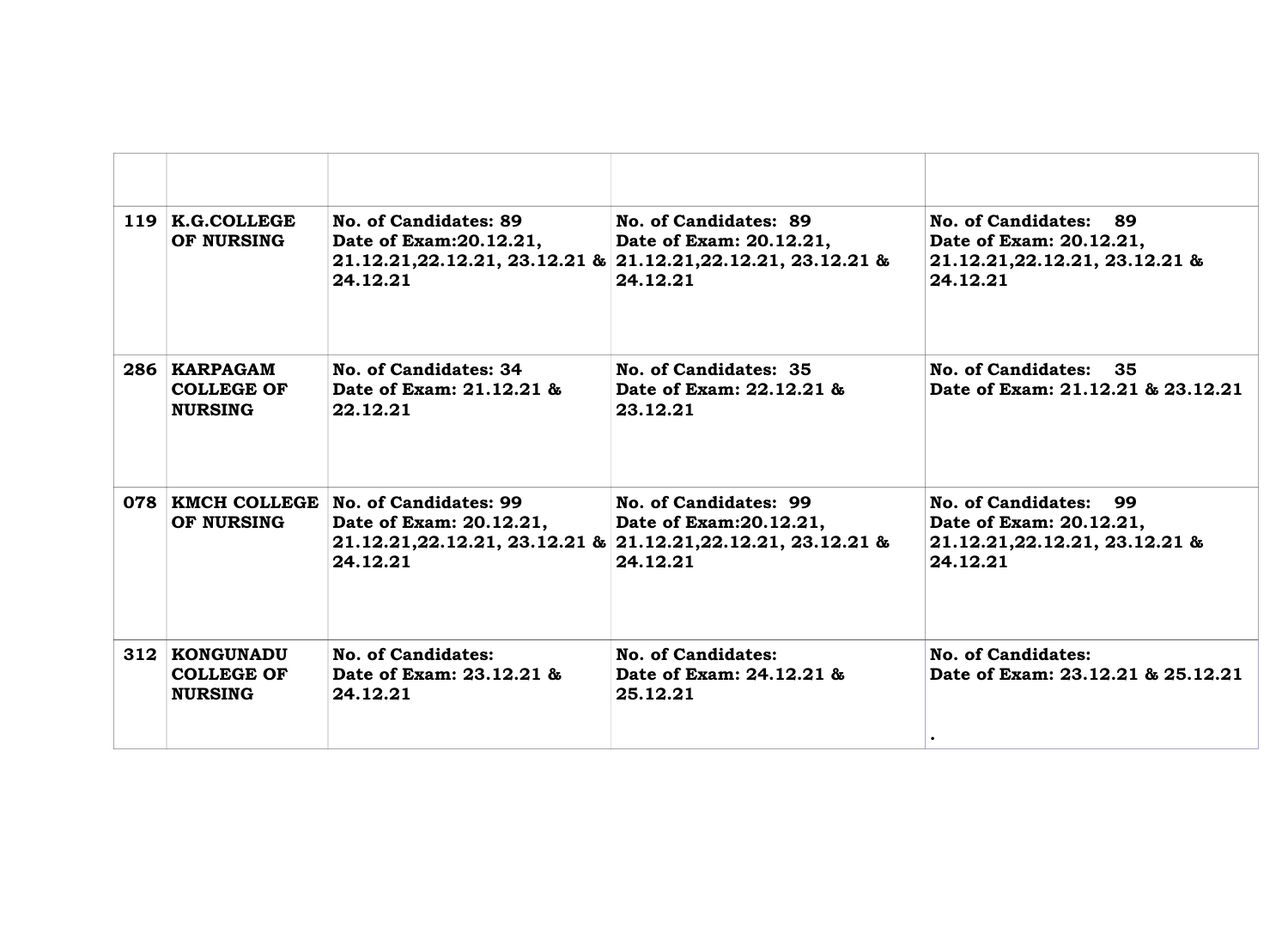| | | | | |
|---|---|---|---|---|
| 119 | **K.G.COLLEGE OF NURSING** | **No. of Candidates: 89 Date of Exam:20.12.21, 21.12.21,22.12.21, 23.12.21 & 24.12.21** | **No. of Candidates: 89 Date of Exam: 20.12.21, 21.12.21,22.12.21, 23.12.21 & 24.12.21** | **No. of Candidates: 89 Date of Exam: 20.12.21, 21.12.21,22.12.21, 23.12.21 & 24.12.21** |
| 286 | **KARPAGAM COLLEGE OF NURSING** | **No. of Candidates: 34 Date of Exam: 21.12.21 & 22.12.21** | **No. of Candidates: 35 Date of Exam: 22.12.21 & 23.12.21** | **No. of Candidates: 35 Date of Exam: 21.12.21 & 23.12.21** |
| 078 | **KMCH COLLEGE OF NURSING** | **No. of Candidates: 99 Date of Exam: 20.12.21, 21.12.21,22.12.21, 23.12.21 & 24.12.21** | **No. of Candidates: 99 Date of Exam:20.12.21, 21.12.21,22.12.21, 23.12.21 & 24.12.21** | **No. of Candidates: 99 Date of Exam: 20.12.21, 21.12.21,22.12.21, 23.12.21 & 24.12.21** |
| 312 | **KONGUNADU COLLEGE OF NURSING** | **No. of Candidates: Date of Exam: 23.12.21 & 24.12.21** | **No. of Candidates: Date of Exam: 24.12.21 & 25.12.21** | **No. of Candidates: Date of Exam: 23.12.21 & 25.12.21** . |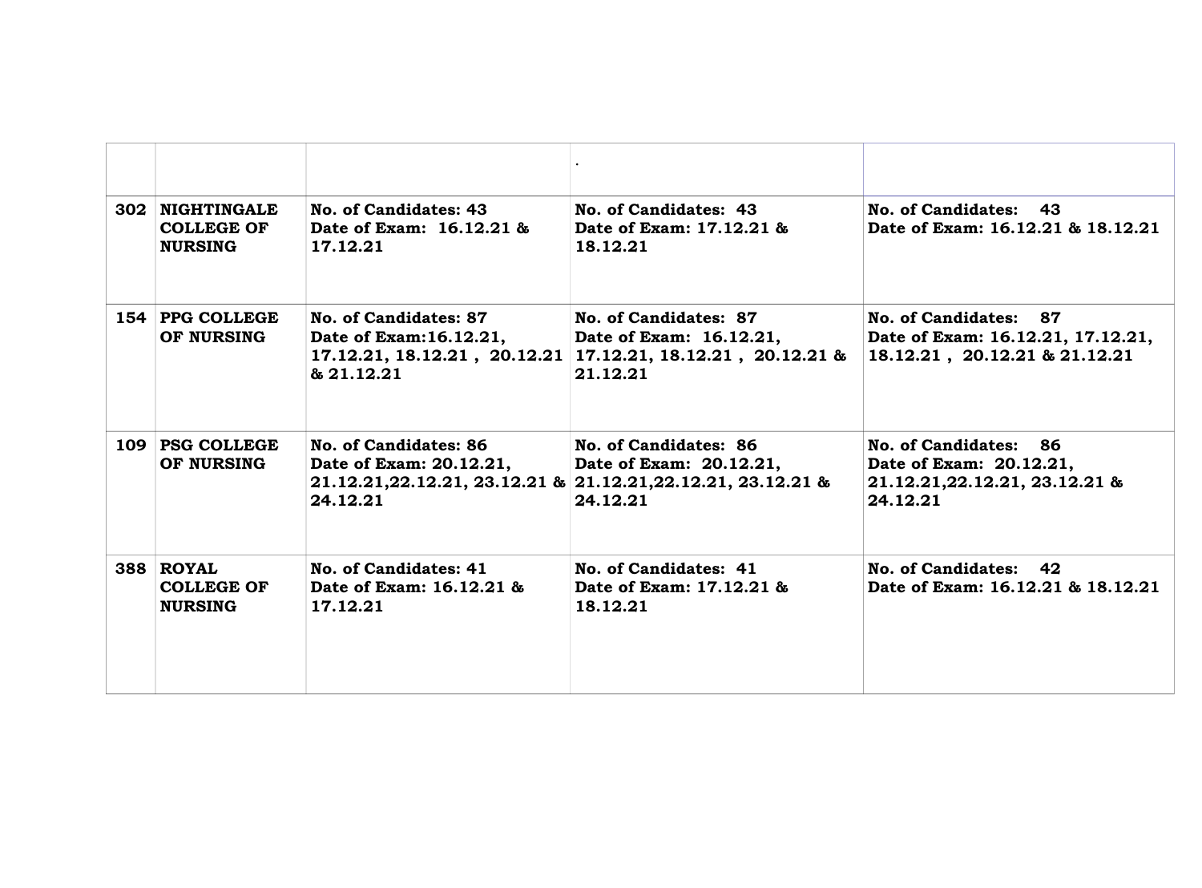| | | | . | |
|---|---|---|---|---|
| 302 | **NIGHTINGALE COLLEGE OF NURSING** | **No. of Candidates: 43 Date of Exam: 16.12.21 & 17.12.21** | **No. of Candidates: 43 Date of Exam: 17.12.21 & 18.12.21** | **No. of Candidates: 43 Date of Exam: 16.12.21 & 18.12.21** |
| 154 | **PPG COLLEGE OF NURSING** | **No. of Candidates: 87 Date of Exam:16.12.21, 17.12.21, 18.12.21 , 20.12.21 & 21.12.21** | **No. of Candidates: 87 Date of Exam: 16.12.21, 17.12.21, 18.12.21 , 20.12.21 & 21.12.21** | **No. of Candidates: 87 Date of Exam: 16.12.21, 17.12.21, 18.12.21 , 20.12.21 & 21.12.21** |
| 109 | **PSG COLLEGE OF NURSING** | **No. of Candidates: 86 Date of Exam: 20.12.21, 21.12.21,22.12.21, 23.12.21 & 24.12.21** | **No. of Candidates: 86 Date of Exam: 20.12.21, 21.12.21,22.12.21, 23.12.21 & 24.12.21** | **No. of Candidates: 86 Date of Exam: 20.12.21, 21.12.21,22.12.21, 23.12.21 & 24.12.21** |
| 388 | **ROYAL COLLEGE OF NURSING** | **No. of Candidates: 41 Date of Exam: 16.12.21 & 17.12.21** | **No. of Candidates: 41 Date of Exam: 17.12.21 & 18.12.21** | **No. of Candidates: 42 Date of Exam: 16.12.21 & 18.12.21** |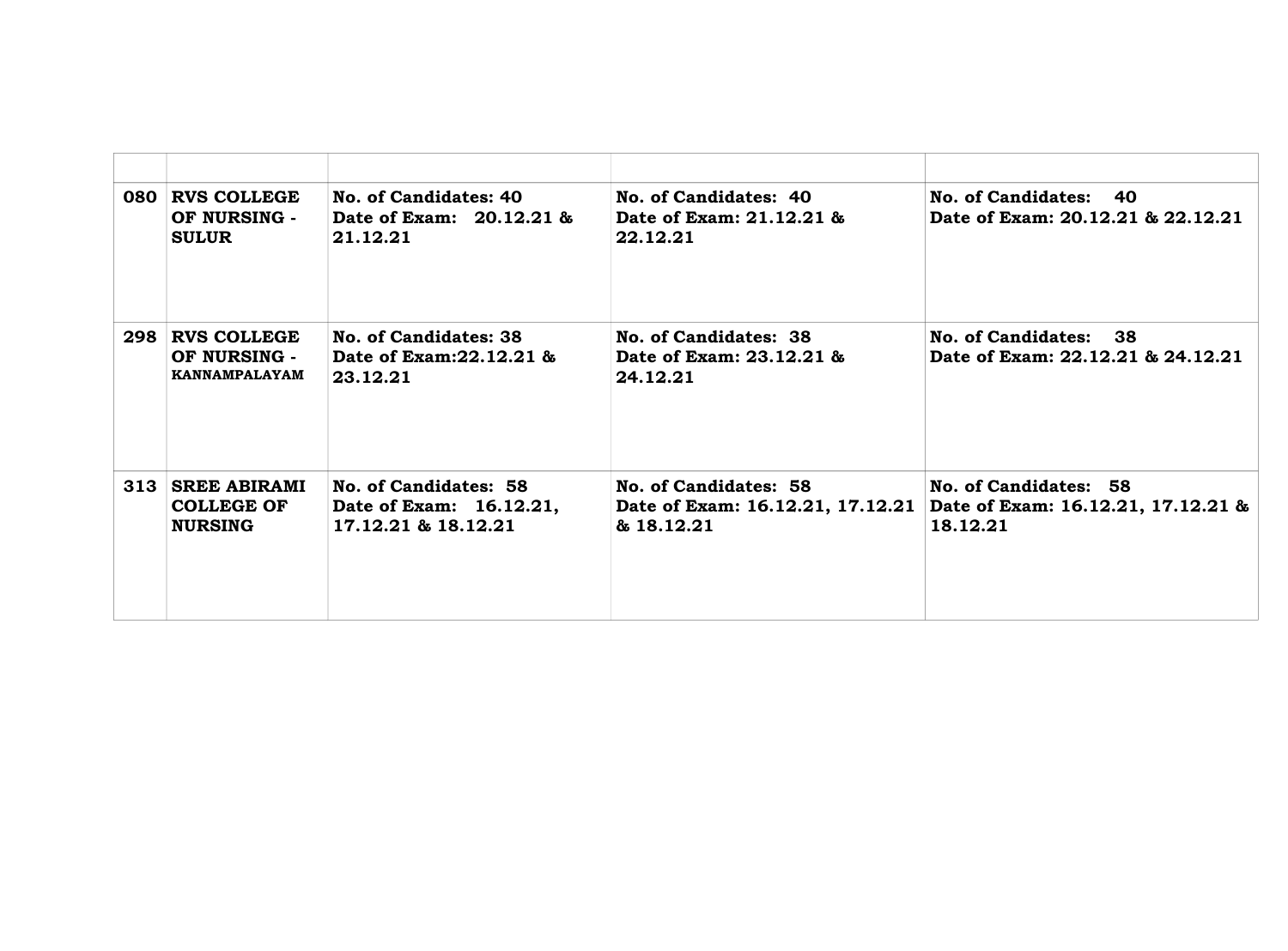| | | | | |
|---|---|---|---|---|
| **080** | **RVS COLLEGE OF NURSING - SULUR** | **No. of Candidates: 40**<br>**Date of Exam: 20.12.21 & 21.12.21** | **No. of Candidates: 40**<br>**Date of Exam: 21.12.21 & 22.12.21** | **No. of Candidates: 40**<br>**Date of Exam: 20.12.21 & 22.12.21** |
| **298** | **RVS COLLEGE OF NURSING - KANNAMPALAYAM** | **No. of Candidates: 38**<br>**Date of Exam:22.12.21 & 23.12.21** | **No. of Candidates: 38**<br>**Date of Exam: 23.12.21 & 24.12.21** | **No. of Candidates: 38**<br>**Date of Exam: 22.12.21 & 24.12.21** |
| **313** | **SREE ABIRAMI COLLEGE OF NURSING** | **No. of Candidates: 58**<br>**Date of Exam: 16.12.21, 17.12.21 & 18.12.21** | **No. of Candidates: 58**<br>**Date of Exam: 16.12.21, 17.12.21 & 18.12.21** | **No. of Candidates: 58**<br>**Date of Exam: 16.12.21, 17.12.21 & 18.12.21** |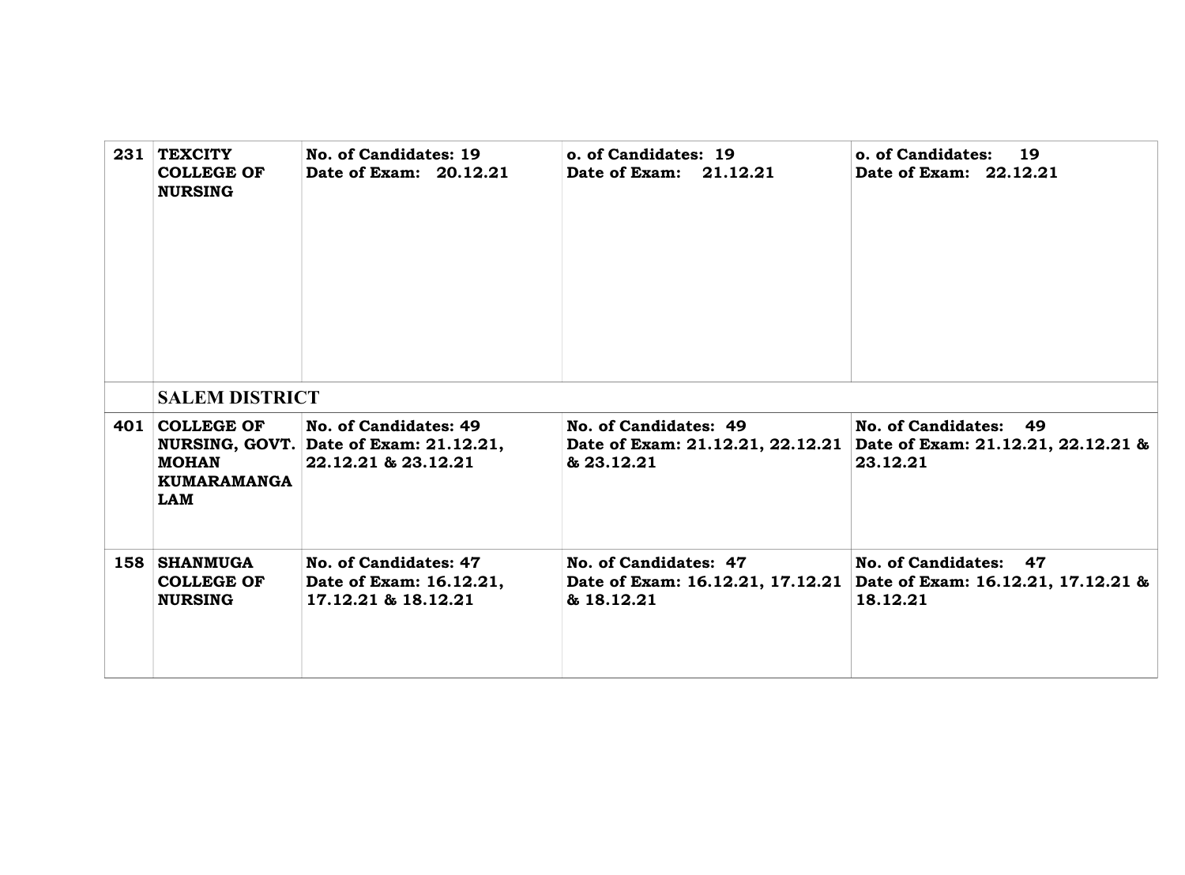| | | | | |
|---|---|---|---|---|
| **231** | **TEXCITY COLLEGE OF NURSING** | **No. of Candidates: 19**<br>**Date of Exam: 20.12.21** | **o. of Candidates: 19**<br>**Date of Exam: 21.12.21** | **o. of Candidates: 19**<br>**Date of Exam: 22.12.21** |
| | **SALEM DISTRICT** | | | |
| **401** | **COLLEGE OF NURSING, GOVT. MOHAN KUMARAMANGALAM** | **No. of Candidates: 49**<br>**Date of Exam: 21.12.21, 22.12.21 & 23.12.21** | **No. of Candidates: 49**<br>**Date of Exam: 21.12.21, 22.12.21 & 23.12.21** | **No. of Candidates: 49**<br>**Date of Exam: 21.12.21, 22.12.21 & 23.12.21** |
| **158** | **SHANMUGA COLLEGE OF NURSING** | **No. of Candidates: 47**<br>**Date of Exam: 16.12.21, 17.12.21 & 18.12.21** | **No. of Candidates: 47**<br>**Date of Exam: 16.12.21, 17.12.21 & 18.12.21** | **No. of Candidates: 47**<br>**Date of Exam: 16.12.21, 17.12.21 & 18.12.21** |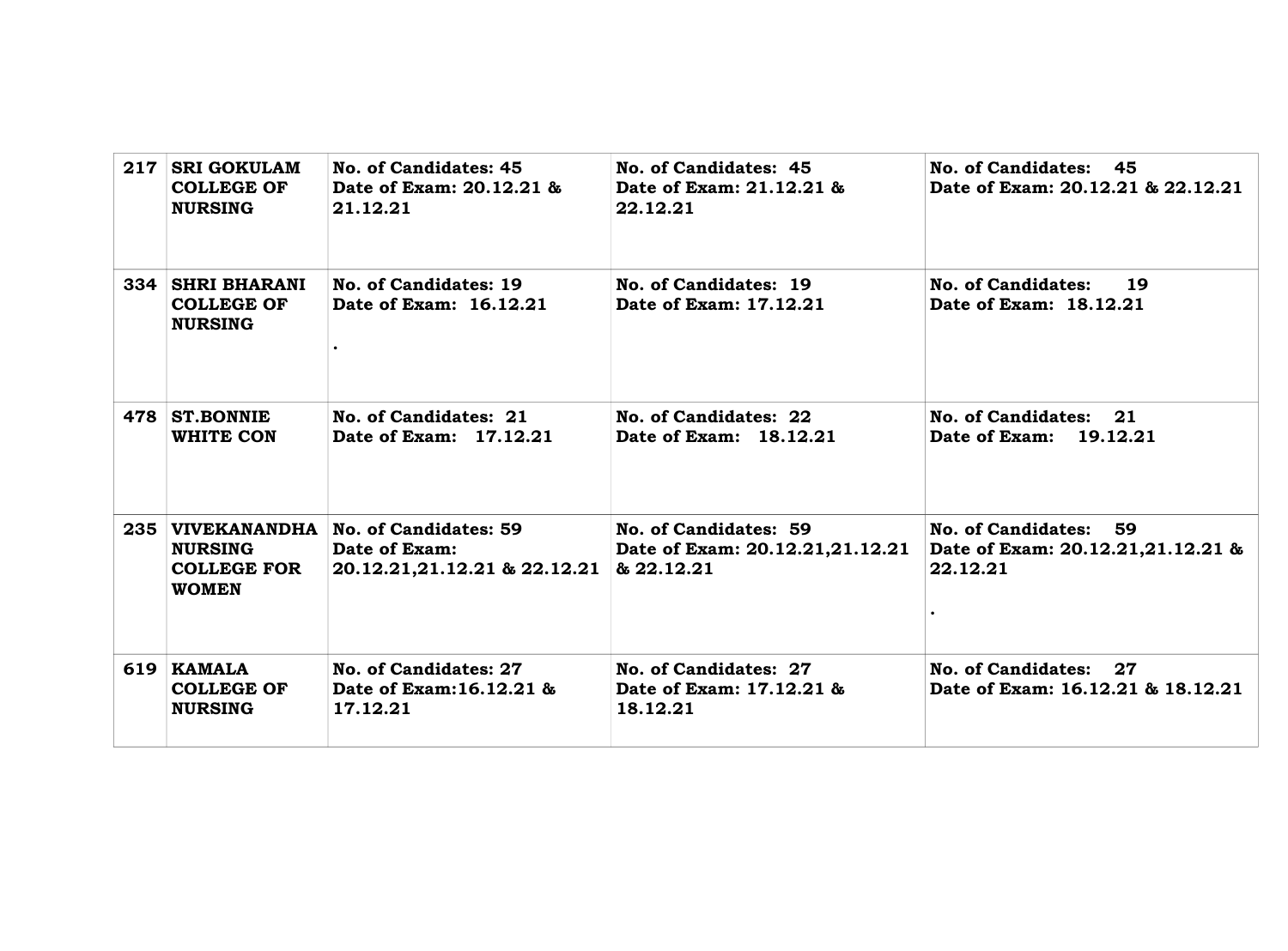| 217 | SRI GOKULAM COLLEGE OF NURSING | No. of Candidates: 45<br>Date of Exam: 20.12.21 & 21.12.21 | No. of Candidates: 45<br>Date of Exam: 21.12.21 & 22.12.21 | No. of Candidates: 45<br>Date of Exam: 20.12.21 & 22.12.21 |
|---|---|---|---|---|
| 334 | SHRI BHARANI COLLEGE OF NURSING | No. of Candidates: 19<br>Date of Exam: 16.12.21<br>. | No. of Candidates: 19<br>Date of Exam: 17.12.21 | No. of Candidates: 19<br>Date of Exam: 18.12.21 |
| 478 | ST.BONNIE WHITE CON | No. of Candidates: 21<br>Date of Exam: 17.12.21 | No. of Candidates: 22<br>Date of Exam: 18.12.21 | No. of Candidates: 21<br>Date of Exam: 19.12.21 |
| 235 | VIVEKANANDHA NURSING COLLEGE FOR WOMEN | No. of Candidates: 59<br>Date of Exam: 20.12.21,21.12.21 & 22.12.21 | No. of Candidates: 59<br>Date of Exam: 20.12.21,21.12.21 & 22.12.21 | No. of Candidates: 59<br>Date of Exam: 20.12.21,21.12.21 & 22.12.21<br>. |
| 619 | KAMALA COLLEGE OF NURSING | No. of Candidates: 27<br>Date of Exam:16.12.21 & 17.12.21 | No. of Candidates: 27<br>Date of Exam: 17.12.21 & 18.12.21 | No. of Candidates: 27<br>Date of Exam: 16.12.21 & 18.12.21 |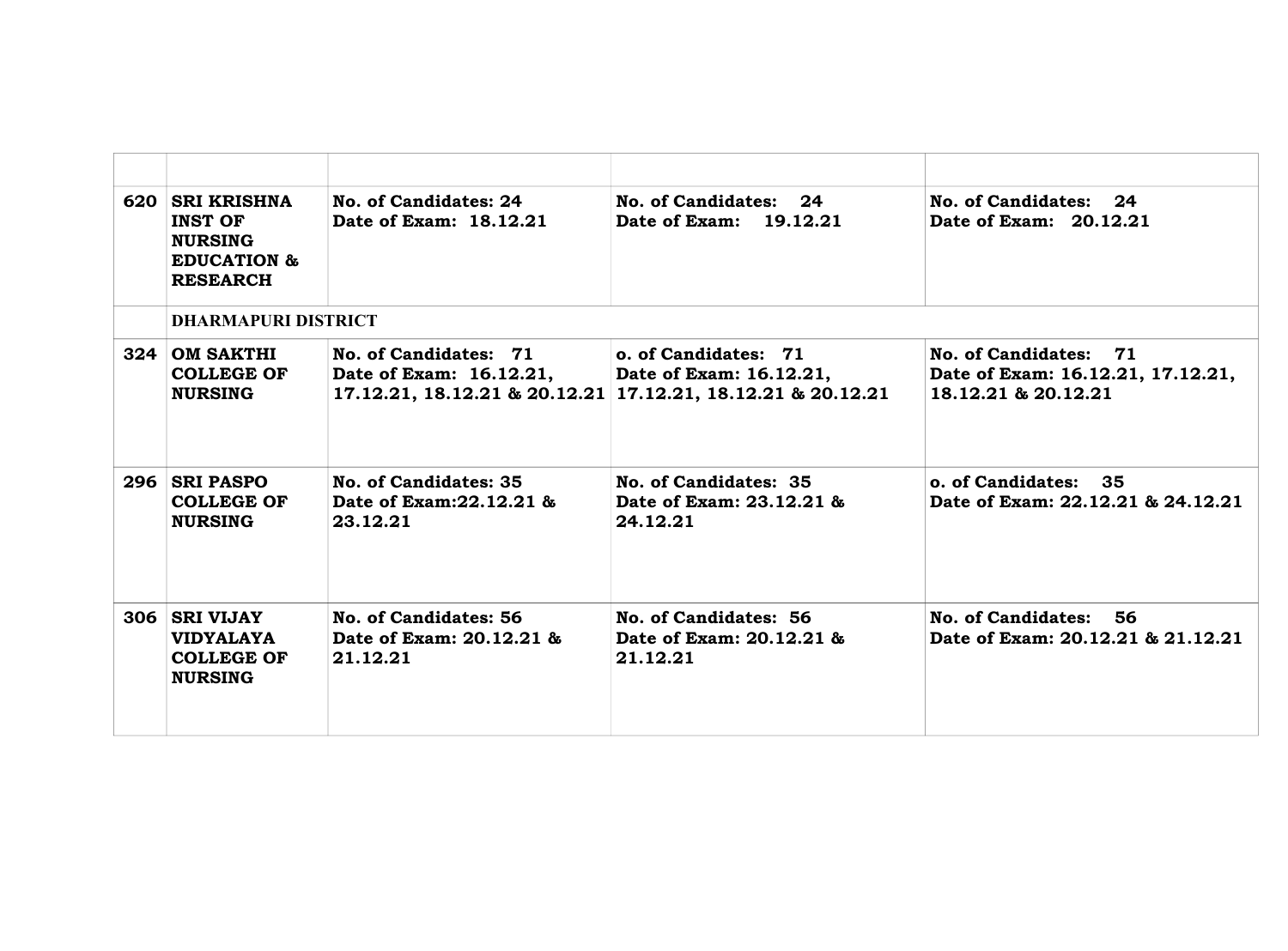| | | | | |
|---|---|---|---|---|
| 620 | **SRI KRISHNA INST OF NURSING EDUCATION & RESEARCH** | **No. of Candidates: 24**<br>**Date of Exam: 18.12.21** | **No. of Candidates: 24**<br>**Date of Exam: 19.12.21** | **No. of Candidates: 24**<br>**Date of Exam: 20.12.21** |
| | **DHARMAPURI DISTRICT** | | | |
| 324 | **OM SAKTHI COLLEGE OF NURSING** | **No. of Candidates: 71**<br>**Date of Exam: 16.12.21, 17.12.21, 18.12.21 & 20.12.21** | **o. of Candidates: 71**<br>**Date of Exam: 16.12.21, 17.12.21, 18.12.21 & 20.12.21** | **No. of Candidates: 71**<br>**Date of Exam: 16.12.21, 17.12.21, 18.12.21 & 20.12.21** |
| 296 | **SRI PASPO COLLEGE OF NURSING** | **No. of Candidates: 35**<br>**Date of Exam:22.12.21 & 23.12.21** | **No. of Candidates: 35**<br>**Date of Exam: 23.12.21 & 24.12.21** | **o. of Candidates: 35**<br>**Date of Exam: 22.12.21 & 24.12.21** |
| 306 | **SRI VIJAY VIDYALAYA COLLEGE OF NURSING** | **No. of Candidates: 56**<br>**Date of Exam: 20.12.21 & 21.12.21** | **No. of Candidates: 56**<br>**Date of Exam: 20.12.21 & 21.12.21** | **No. of Candidates: 56**<br>**Date of Exam: 20.12.21 & 21.12.21** |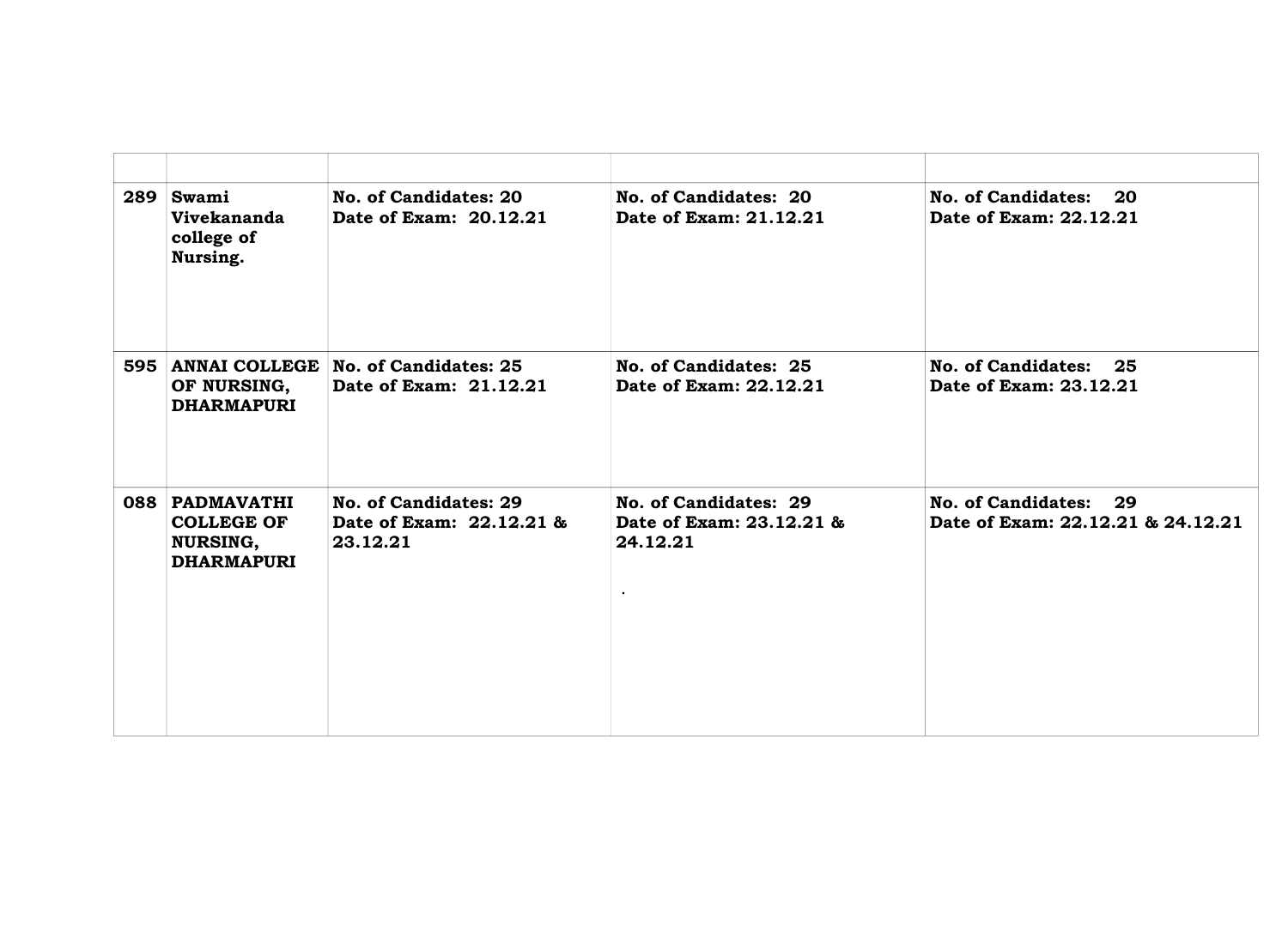| | | | | |
|---|---|---|---|---|
| **289** | **Swami Vivekananda college of Nursing.** | **No. of Candidates: 20**<br>**Date of Exam: 20.12.21** | **No. of Candidates: 20**<br>**Date of Exam: 21.12.21** | **No. of Candidates: 20**<br>**Date of Exam: 22.12.21** |
| **595** | **ANNAI COLLEGE OF NURSING, DHARMAPURI** | **No. of Candidates: 25**<br>**Date of Exam: 21.12.21** | **No. of Candidates: 25**<br>**Date of Exam: 22.12.21** | **No. of Candidates: 25**<br>**Date of Exam: 23.12.21** |
| **088** | **PADMAVATHI COLLEGE OF NURSING, DHARMAPURI** | **No. of Candidates: 29**<br>**Date of Exam: 22.12.21 & 23.12.21** | **No. of Candidates: 29**<br>**Date of Exam: 23.12.21 & 24.12.21**<br>. | **No. of Candidates: 29**<br>**Date of Exam: 22.12.21 & 24.12.21** |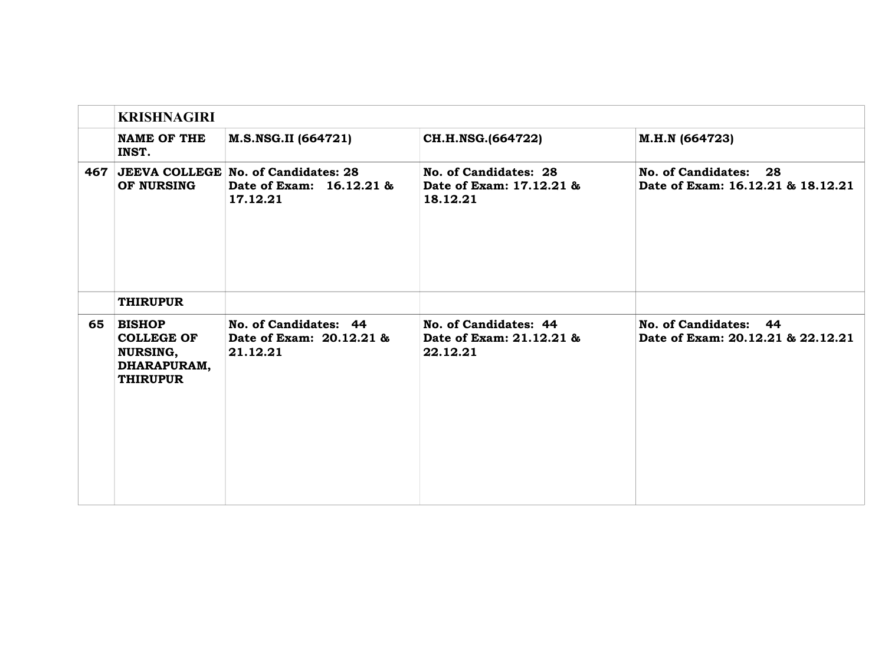| | KRISHNAGIRI | | | |
|---|---|---|---|---|
| | **NAME OF THE INST.** | **M.S.NSG.II (664721)** | **CH.H.NSG.(664722)** | **M.H.N (664723)** |
| **467** | **JEEVA COLLEGE OF NURSING** | **No. of Candidates: 28**<br>**Date of Exam: 16.12.21 & 17.12.21** | **No. of Candidates: 28**<br>**Date of Exam: 17.12.21 & 18.12.21** | **No. of Candidates: 28**<br>**Date of Exam: 16.12.21 & 18.12.21** |
| | **THIRUPUR** | | | |
| **65** | **BISHOP COLLEGE OF NURSING, DHARAPURAM, THIRUPUR** | **No. of Candidates: 44**<br>**Date of Exam: 20.12.21 & 21.12.21** | **No. of Candidates: 44**<br>**Date of Exam: 21.12.21 & 22.12.21** | **No. of Candidates: 44**<br>**Date of Exam: 20.12.21 & 22.12.21** |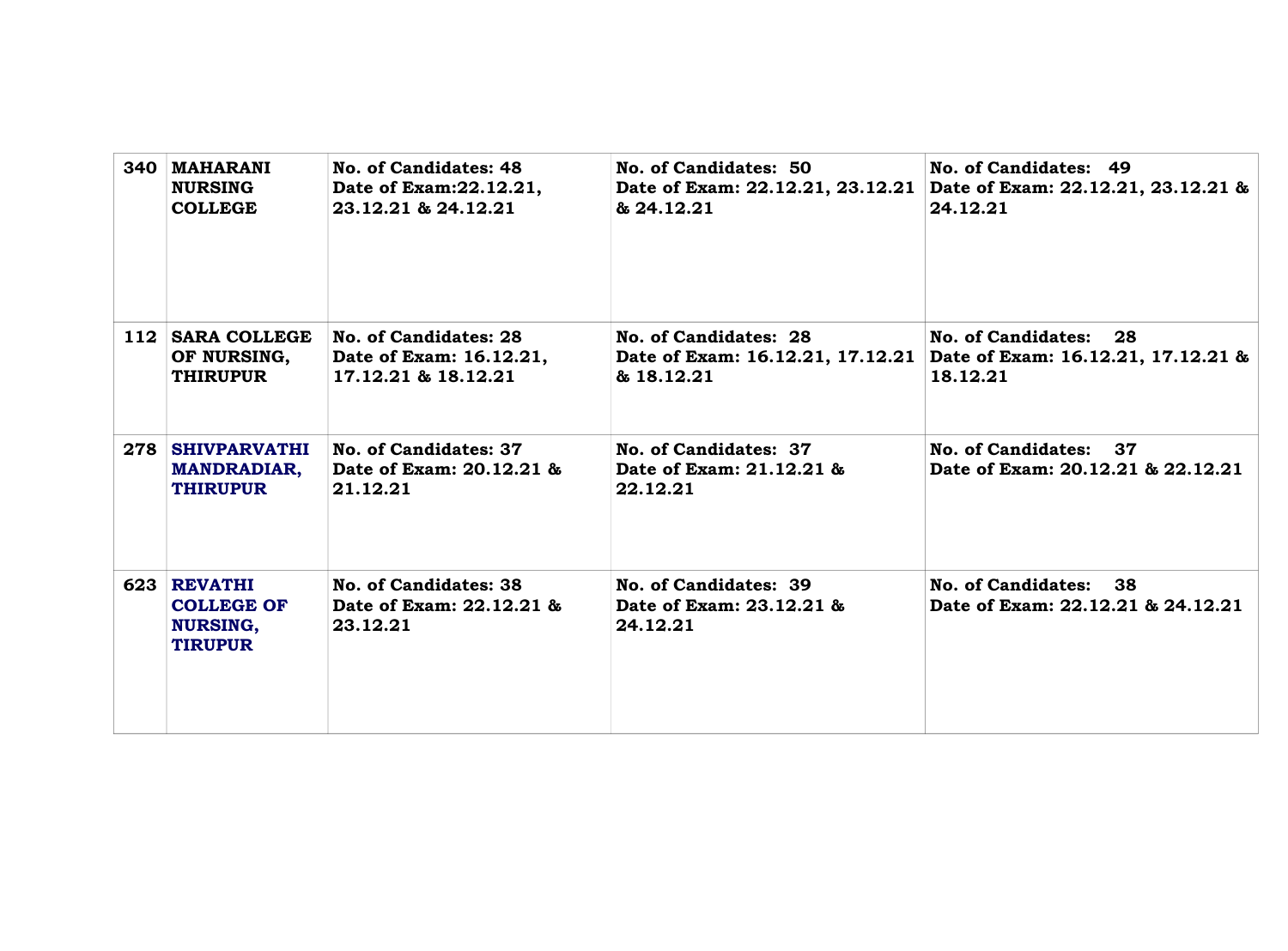| 340 | MAHARANI NURSING COLLEGE | No. of Candidates: 48<br>Date of Exam:22.12.21, 23.12.21 & 24.12.21 | No. of Candidates: 50<br>Date of Exam: 22.12.21, 23.12.21 & 24.12.21 | No. of Candidates: 49<br>Date of Exam: 22.12.21, 23.12.21 & 24.12.21 |
|---|---|---|---|---|
| 112 | SARA COLLEGE OF NURSING, THIRUPUR | No. of Candidates: 28<br>Date of Exam: 16.12.21, 17.12.21 & 18.12.21 | No. of Candidates: 28<br>Date of Exam: 16.12.21, 17.12.21 & 18.12.21 | No. of Candidates: 28<br>Date of Exam: 16.12.21, 17.12.21 & 18.12.21 |
| 278 | SHIVPARVATHI MANDRADIAR, THIRUPUR | No. of Candidates: 37<br>Date of Exam: 20.12.21 & 21.12.21 | No. of Candidates: 37<br>Date of Exam: 21.12.21 & 22.12.21 | No. of Candidates: 37<br>Date of Exam: 20.12.21 & 22.12.21 |
| 623 | REVATHI COLLEGE OF NURSING, TIRUPUR | No. of Candidates: 38<br>Date of Exam: 22.12.21 & 23.12.21 | No. of Candidates: 39<br>Date of Exam: 23.12.21 & 24.12.21 | No. of Candidates: 38<br>Date of Exam: 22.12.21 & 24.12.21 |